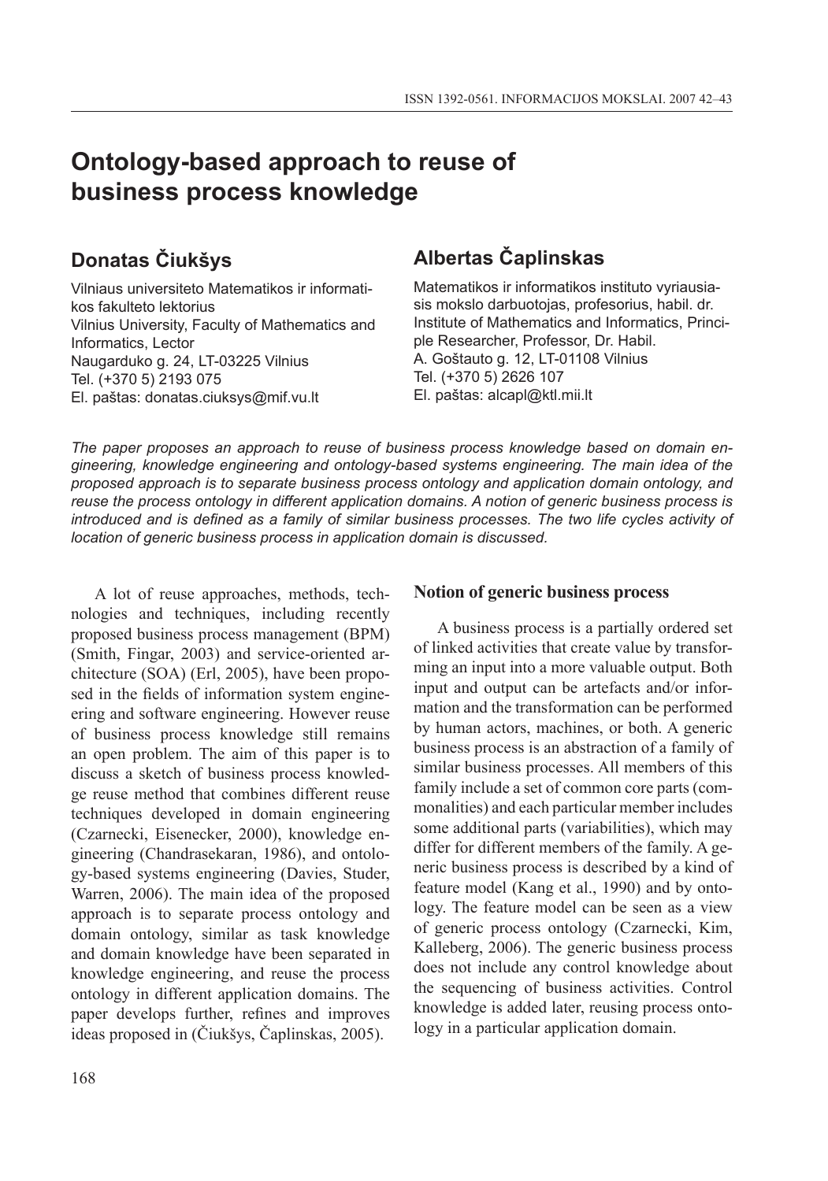// Ontology-based approach to reuse of business process knowledge — OCR transcription

# Ontology-based approach to reuse of business process knowledge

## Donatas Čiukšys

Vilniaus universiteto Matematikos ir informatikos fakulteto lektorius
Vilnius University, Faculty of Mathematics and Informatics, Lector
Naugarduko g. 24, LT-03225 Vilnius
Tel. (+370 5) 2193 075
El. paštas: donatas.ciuksys@mif.vu.lt

## Albertas Čaplinskas

Matematikos ir informatikos instituto vyriausiasis mokslo darbuotojas, profesorius, habil. dr.
Institute of Mathematics and Informatics, Principle Researcher, Professor, Dr. Habil.
A. Goštauto g. 12, LT-01108 Vilnius
Tel. (+370 5) 2626 107
El. paštas: alcapl@ktl.mii.lt

*The paper proposes an approach to reuse of business process knowledge based on domain engineering, knowledge engineering and ontology-based systems engineering. The main idea of the proposed approach is to separate business process ontology and application domain ontology, and reuse the process ontology in different application domains. A notion of generic business process is introduced and is defined as a family of similar business processes. The two life cycles activity of location of generic business process in application domain is discussed.*

A lot of reuse approaches, methods, technologies and techniques, including recently proposed business process management (BPM) (Smith, Fingar, 2003) and service-oriented architecture (SOA) (Erl, 2005), have been proposed in the fields of information system engineering and software engineering. However reuse of business process knowledge still remains an open problem. The aim of this paper is to discuss a sketch of business process knowledge reuse method that combines different reuse techniques developed in domain engineering (Czarnecki, Eisenecker, 2000), knowledge engineering (Chandrasekaran, 1986), and ontology-based systems engineering (Davies, Studer, Warren, 2006). The main idea of the proposed approach is to separate process ontology and domain ontology, similar as task knowledge and domain knowledge have been separated in knowledge engineering, and reuse the process ontology in different application domains. The paper develops further, refines and improves ideas proposed in (Čiukšys, Čaplinskas, 2005).

### Notion of generic business process

A business process is a partially ordered set of linked activities that create value by transforming an input into a more valuable output. Both input and output can be artefacts and/or information and the transformation can be performed by human actors, machines, or both. A generic business process is an abstraction of a family of similar business processes. All members of this family include a set of common core parts (commonalities) and each particular member includes some additional parts (variabilities), which may differ for different members of the family. A generic business process is described by a kind of feature model (Kang et al., 1990) and by ontology. The feature model can be seen as a view of generic process ontology (Czarnecki, Kim, Kalleberg, 2006). The generic business process does not include any control knowledge about the sequencing of business activities. Control knowledge is added later, reusing process ontology in a particular application domain.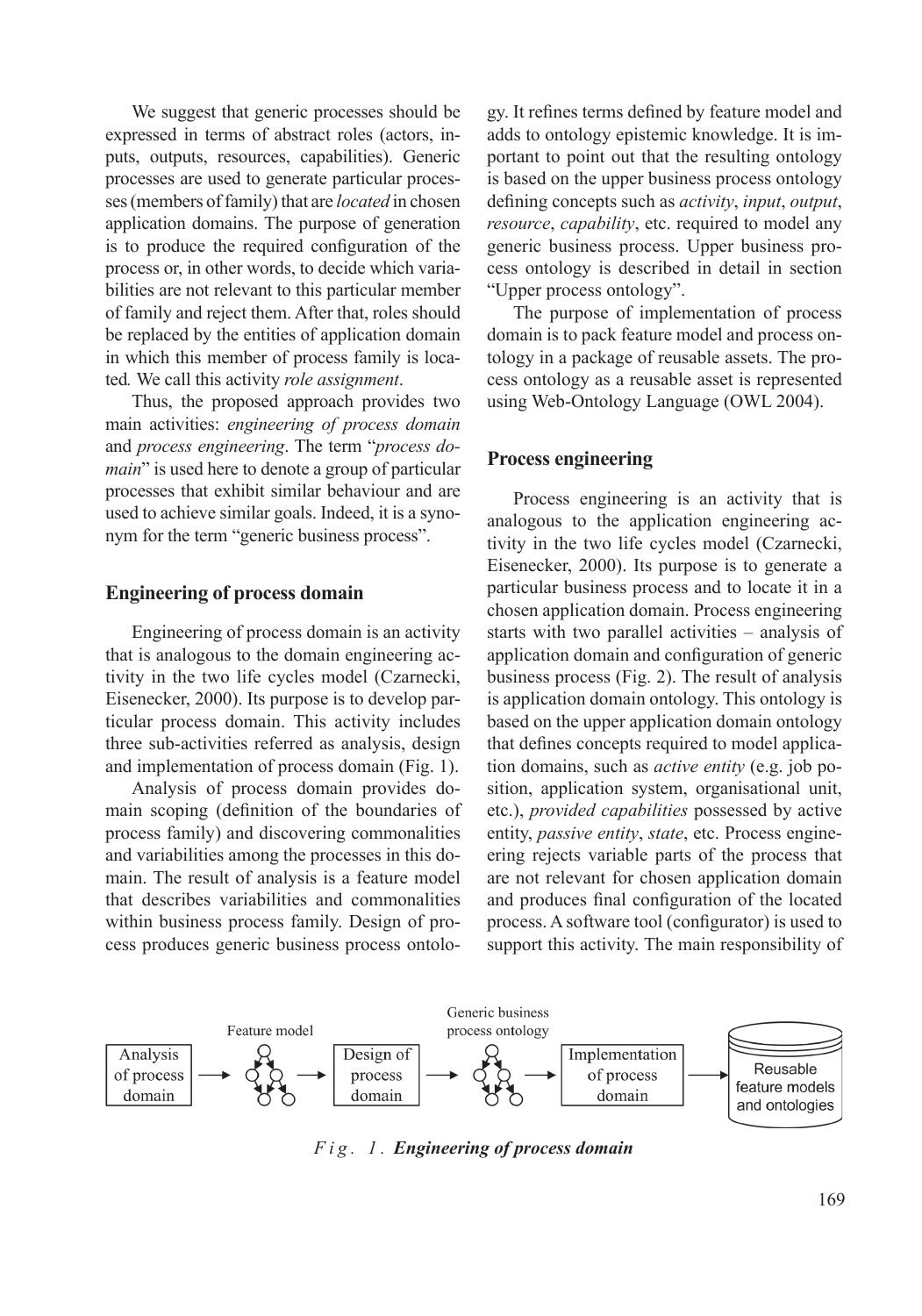We suggest that generic processes should be expressed in terms of abstract roles (actors, inputs, outputs, resources, capabilities). Generic processes are used to generate particular processes (members of family) that are *located* in chosen application domains. The purpose of generation is to produce the required configuration of the process or, in other words, to decide which variabilities are not relevant to this particular member of family and reject them. After that, roles should be replaced by the entities of application domain in which this member of process family is located*.* We call this activity *role assignment*.

Thus, the proposed approach provides two main activities: *engineering of process domain* and *process engineering*. The term "*process domain*" is used here to denote a group of particular processes that exhibit similar behaviour and are used to achieve similar goals. Indeed, it is a synonym for the term "generic business process".

## Engineering of process domain

Engineering of process domain is an activity that is analogous to the domain engineering activity in the two life cycles model (Czarnecki, Eisenecker, 2000). Its purpose is to develop particular process domain. This activity includes three sub-activities referred as analysis, design and implementation of process domain (Fig. 1).

Analysis of process domain provides domain scoping (definition of the boundaries of process family) and discovering commonalities and variabilities among the processes in this domain. The result of analysis is a feature model that describes variabilities and commonalities within business process family. Design of process produces generic business process ontology. It refines terms defined by feature model and adds to ontology epistemic knowledge. It is important to point out that the resulting ontology is based on the upper business process ontology defining concepts such as *activity*, *input*, *output*, *resource*, *capability*, etc. required to model any generic business process. Upper business process ontology is described in detail in section "Upper process ontology".

The purpose of implementation of process domain is to pack feature model and process ontology in a package of reusable assets. The process ontology as a reusable asset is represented using Web-Ontology Language (OWL 2004).

## Process engineering

Process engineering is an activity that is analogous to the application engineering activity in the two life cycles model (Czarnecki, Eisenecker, 2000). Its purpose is to generate a particular business process and to locate it in a chosen application domain. Process engineering starts with two parallel activities – analysis of application domain and configuration of generic business process (Fig. 2). The result of analysis is application domain ontology. This ontology is based on the upper application domain ontology that defines concepts required to model application domains, such as *active entity* (e.g. job position, application system, organisational unit, etc.), *provided capabilities* possessed by active entity, *passive entity*, *state*, etc. Process engineering rejects variable parts of the process that are not relevant for chosen application domain and produces final configuration of the located process. A software tool (configurator) is used to support this activity. The main responsibility of

Analysis of process domain → Feature model → Design of process domain → Generic business process ontology → Implementation of process domain → Reusable feature models and ontologies

*Fig. 1.* ***Engineering of process domain***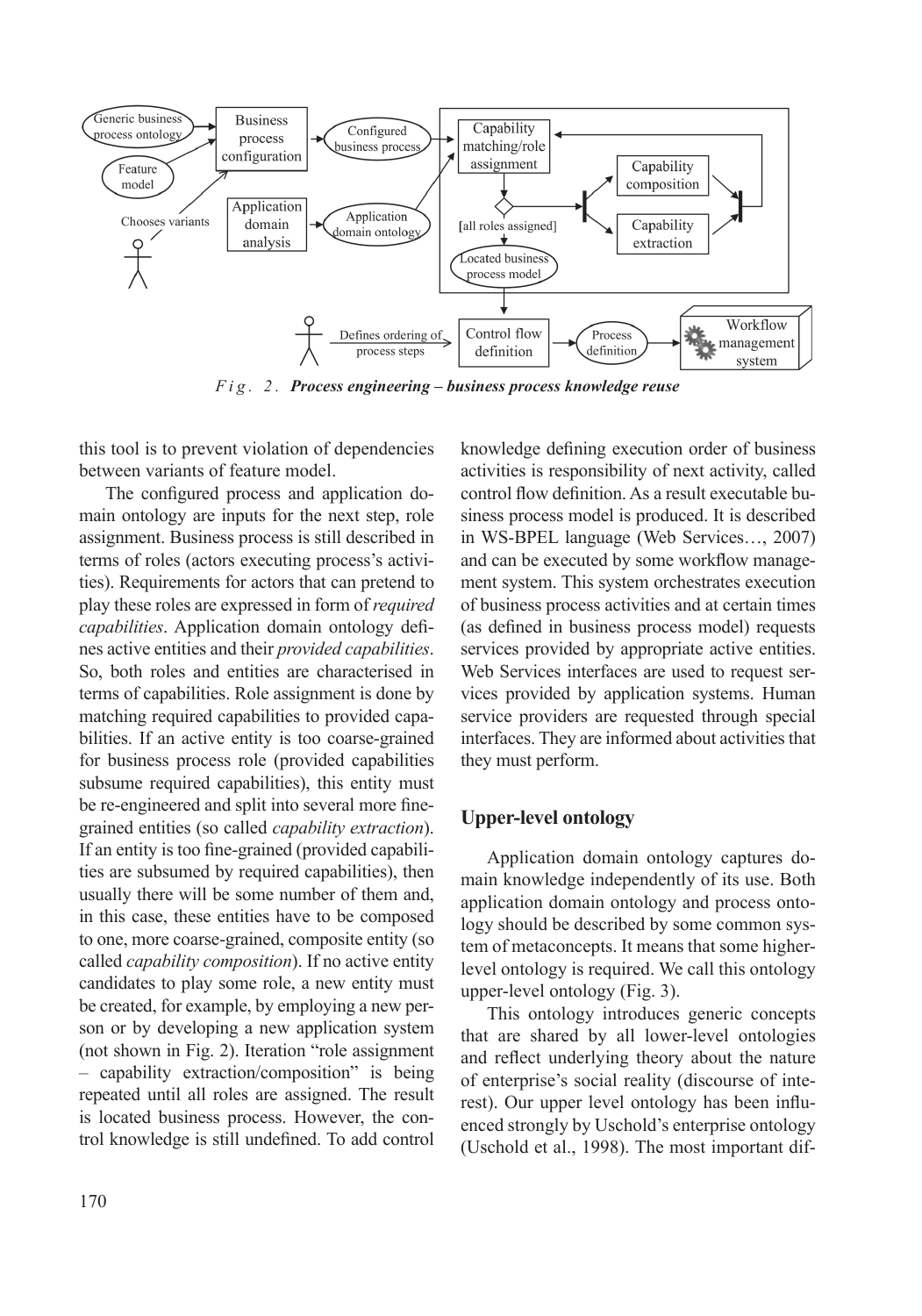*Fig. 2.* ***Process engineering – business process knowledge reuse***

this tool is to prevent violation of dependencies between variants of feature model.

The configured process and application domain ontology are inputs for the next step, role assignment. Business process is still described in terms of roles (actors executing process's activities). Requirements for actors that can pretend to play these roles are expressed in form of *required capabilities*. Application domain ontology defines active entities and their *provided capabilities*. So, both roles and entities are characterised in terms of capabilities. Role assignment is done by matching required capabilities to provided capabilities. If an active entity is too coarse-grained for business process role (provided capabilities subsume required capabilities), this entity must be re-engineered and split into several more fine-grained entities (so called *capability extraction*). If an entity is too fine-grained (provided capabilities are subsumed by required capabilities), then usually there will be some number of them and, in this case, these entities have to be composed to one, more coarse-grained, composite entity (so called *capability composition*). If no active entity candidates to play some role, a new entity must be created, for example, by employing a new person or by developing a new application system (not shown in Fig. 2). Iteration "role assignment – capability extraction/composition" is being repeated until all roles are assigned. The result is located business process. However, the control knowledge is still undefined. To add control knowledge defining execution order of business activities is responsibility of next activity, called control flow definition. As a result executable business process model is produced. It is described in WS-BPEL language (Web Services…, 2007) and can be executed by some workflow management system. This system orchestrates execution of business process activities and at certain times (as defined in business process model) requests services provided by appropriate active entities. Web Services interfaces are used to request services provided by application systems. Human service providers are requested through special interfaces. They are informed about activities that they must perform.

## Upper-level ontology

Application domain ontology captures domain knowledge independently of its use. Both application domain ontology and process ontology should be described by some common system of metaconcepts. It means that some higher-level ontology is required. We call this ontology upper-level ontology (Fig. 3).

This ontology introduces generic concepts that are shared by all lower-level ontologies and reflect underlying theory about the nature of enterprise's social reality (discourse of interest). Our upper level ontology has been influenced strongly by Uschold's enterprise ontology (Uschold et al., 1998). The most important dif-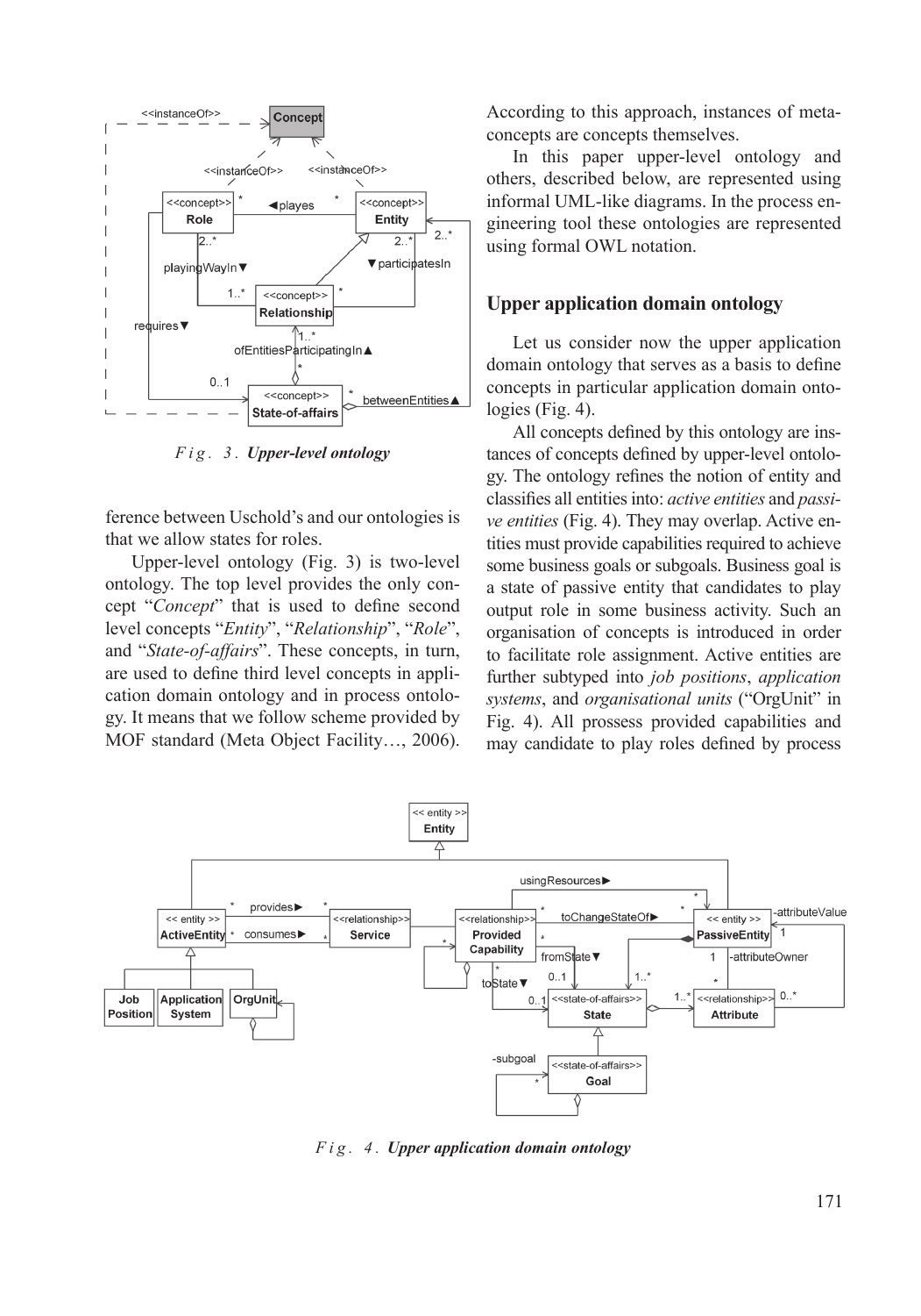*Fig. 3. Upper-level ontology*

ference between Uschold's and our ontologies is that we allow states for roles.

Upper-level ontology (Fig. 3) is two-level ontology. The top level provides the only concept "*Concept*" that is used to define second level concepts "*Entity*", "*Relationship*", "*Role*", and "*State-of-affairs*". These concepts, in turn, are used to define third level concepts in application domain ontology and in process ontology. It means that we follow scheme provided by MOF standard (Meta Object Facility…, 2006). According to this approach, instances of meta-concepts are concepts themselves.

In this paper upper-level ontology and others, described below, are represented using informal UML-like diagrams. In the process engineering tool these ontologies are represented using formal OWL notation.

## Upper application domain ontology

Let us consider now the upper application domain ontology that serves as a basis to define concepts in particular application domain ontologies (Fig. 4).

All concepts defined by this ontology are instances of concepts defined by upper-level ontology. The ontology refines the notion of entity and classifies all entities into: *active entities* and *passive entities* (Fig. 4). They may overlap. Active entities must provide capabilities required to achieve some business goals or subgoals. Business goal is a state of passive entity that candidates to play output role in some business activity. Such an organisation of concepts is introduced in order to facilitate role assignment. Active entities are further subtyped into *job positions*, *application systems*, and *organisational units* ("OrgUnit" in Fig. 4). All prossess provided capabilities and may candidate to play roles defined by process

*Fig. 4. Upper application domain ontology*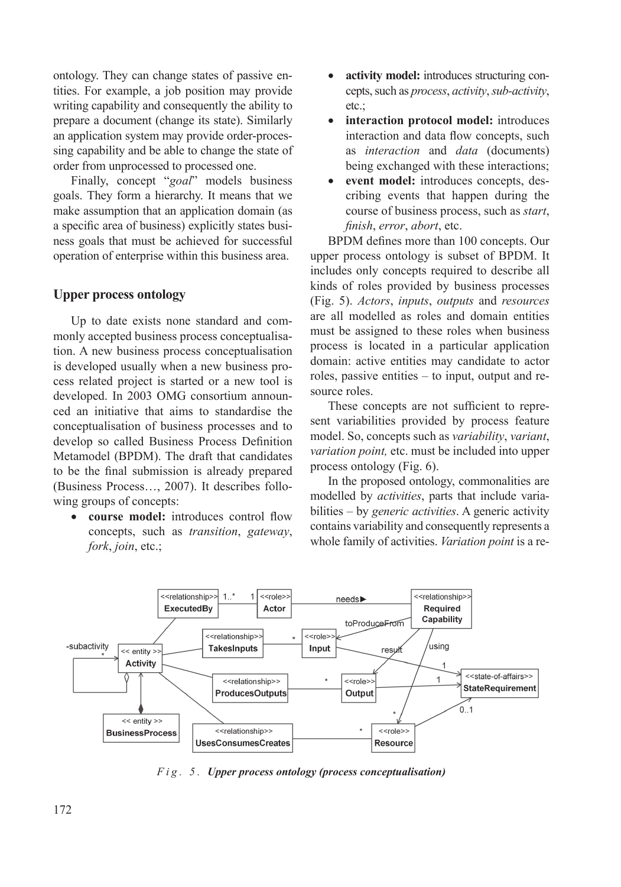ontology. They can change states of passive entities. For example, a job position may provide writing capability and consequently the ability to prepare a document (change its state). Similarly an application system may provide order-processing capability and be able to change the state of order from unprocessed to processed one.

Finally, concept "*goal*" models business goals. They form a hierarchy. It means that we make assumption that an application domain (as a specific area of business) explicitly states business goals that must be achieved for successful operation of enterprise within this business area.

## Upper process ontology

Up to date exists none standard and commonly accepted business process conceptualisation. A new business process conceptualisation is developed usually when a new business process related project is started or a new tool is developed. In 2003 OMG consortium announced an initiative that aims to standardise the conceptualisation of business processes and to develop so called Business Process Definition Metamodel (BPDM). The draft that candidates to be the final submission is already prepared (Business Process…, 2007). It describes following groups of concepts:

- **course model:** introduces control flow concepts, such as *transition*, *gateway*, *fork*, *join*, etc.;
- **activity model:** introduces structuring concepts, such as *process*, *activity*, *sub-activity*, etc.;
- **interaction protocol model:** introduces interaction and data flow concepts, such as *interaction* and *data* (documents) being exchanged with these interactions;
- **event model:** introduces concepts, describing events that happen during the course of business process, such as *start*, *finish*, *error*, *abort*, etc.

BPDM defines more than 100 concepts. Our upper process ontology is subset of BPDM. It includes only concepts required to describe all kinds of roles provided by business processes (Fig. 5). *Actors*, *inputs*, *outputs* and *resources* are all modelled as roles and domain entities must be assigned to these roles when business process is located in a particular application domain: active entities may candidate to actor roles, passive entities – to input, output and resource roles.

These concepts are not sufficient to represent variabilities provided by process feature model. So, concepts such as *variability*, *variant*, *variation point,* etc. must be included into upper process ontology (Fig. 6).

In the proposed ontology, commonalities are modelled by *activities*, parts that include variabilities – by *generic activities*. A generic activity contains variability and consequently represents a whole family of activities. *Variation point* is a re-

*Fig. 5. Upper process ontology (process conceptualisation)*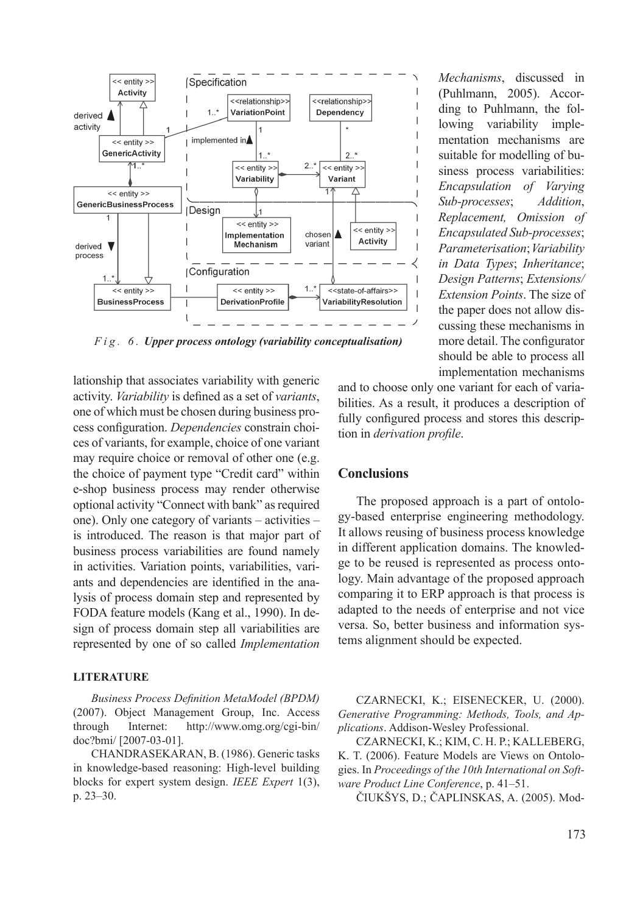*Fig. 6.* ***Upper process ontology (variability conceptualisation)***

lationship that associates variability with generic activity. *Variability* is defined as a set of *variants*, one of which must be chosen during business process configuration. *Dependencies* constrain choices of variants, for example, choice of one variant may require choice or removal of other one (e.g. the choice of payment type "Credit card" within e-shop business process may render otherwise optional activity "Connect with bank" as required one). Only one category of variants – activities – is introduced. The reason is that major part of business process variabilities are found namely in activities. Variation points, variabilities, variants and dependencies are identified in the analysis of process domain step and represented by FODA feature models (Kang et al., 1990). In design of process domain step all variabilities are represented by one of so called *Implementation Mechanisms*, discussed in (Puhlmann, 2005). According to Puhlmann, the following variability implementation mechanisms are suitable for modelling of business process variabilities: *Encapsulation of Varying Sub-processes*; *Addition*, *Replacement*, *Omission of Encapsulated Sub-processes*; *Parameterisation*; *Variability in Data Types*; *Inheritance*; *Design Patterns*; *Extensions/ Extension Points*. The size of the paper does not allow discussing these mechanisms in more detail. The configurator should be able to process all implementation mechanisms and to choose only one variant for each of variabilities. As a result, it produces a description of fully configured process and stores this description in *derivation profile*.

## Conclusions

The proposed approach is a part of ontology-based enterprise engineering methodology. It allows reusing of business process knowledge in different application domains. The knowledge to be reused is represented as process ontology. Main advantage of the proposed approach comparing it to ERP approach is that process is adapted to the needs of enterprise and not vice versa. So, better business and information systems alignment should be expected.

## LITERATURE

*Business Process Definition MetaModel (BPDM)* (2007). Object Management Group, Inc. Access through Internet: http://www.omg.org/cgi-bin/doc?bmi/ [2007-03-01].

CHANDRASEKARAN, B. (1986). Generic tasks in knowledge-based reasoning: High-level building blocks for expert system design. *IEEE Expert* 1(3), p. 23–30.

CZARNECKI, K.; EISENECKER, U. (2000). *Generative Programming: Methods, Tools, and Applications*. Addison-Wesley Professional.

CZARNECKI, K.; KIM, C. H. P.; KALLEBERG, K. T. (2006). Feature Models are Views on Ontologies. In *Proceedings of the 10th International on Software Product Line Conference*, p. 41–51.

ČIUKŠYS, D.; ČAPLINSKAS, A. (2005). Mod-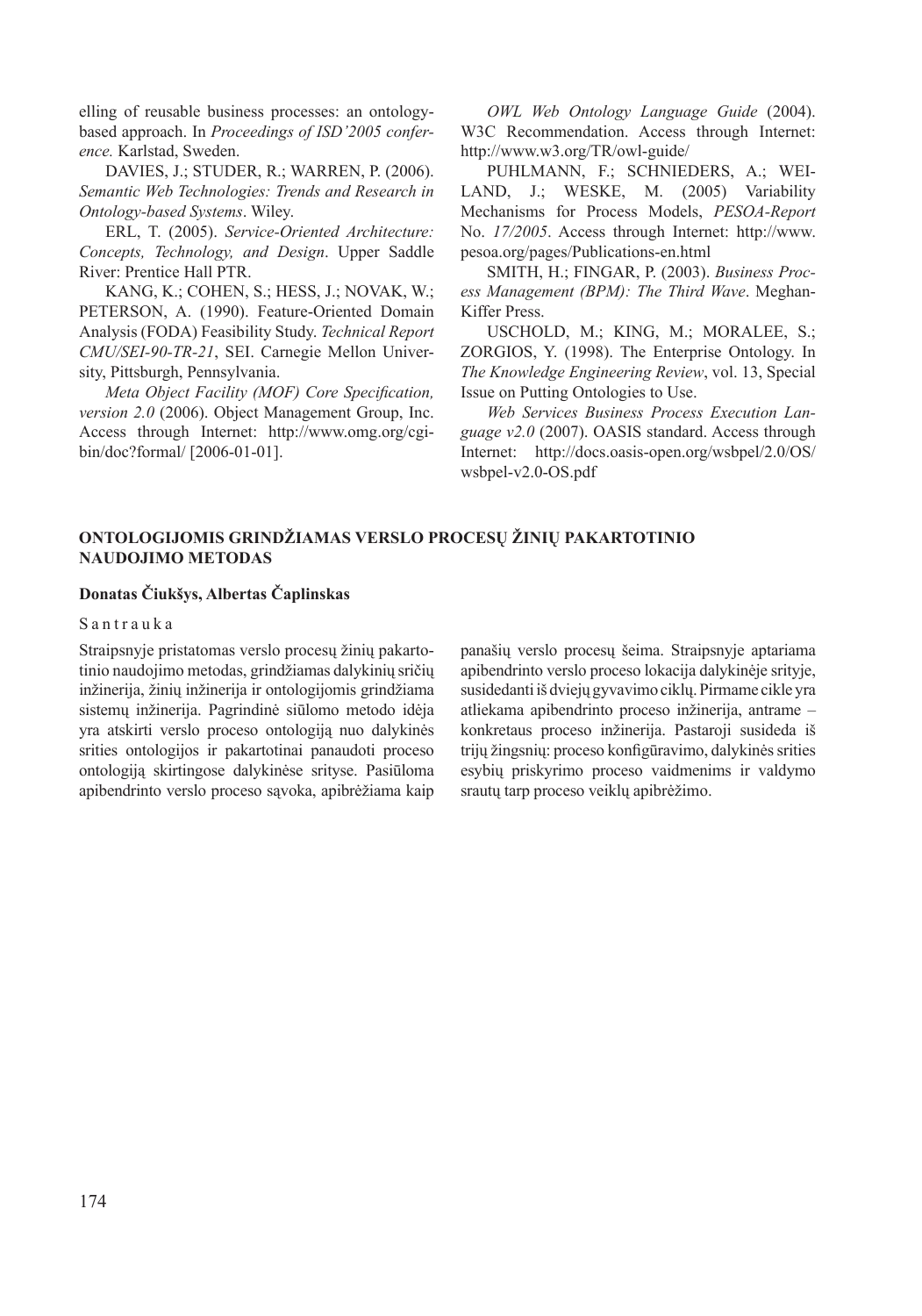elling of reusable business processes: an ontology-based approach. In *Proceedings of ISD'2005 conference.* Karlstad, Sweden.

DAVIES, J.; STUDER, R.; WARREN, P. (2006). *Semantic Web Technologies: Trends and Research in Ontology-based Systems*. Wiley.

ERL, T. (2005). *Service-Oriented Architecture: Concepts, Technology, and Design*. Upper Saddle River: Prentice Hall PTR.

KANG, K.; COHEN, S.; HESS, J.; NOVAK, W.; PETERSON, A. (1990). Feature-Oriented Domain Analysis (FODA) Feasibility Study. *Technical Report CMU/SEI-90-TR-21*, SEI. Carnegie Mellon University, Pittsburgh, Pennsylvania.

*Meta Object Facility (MOF) Core Specification, version 2.0* (2006). Object Management Group, Inc. Access through Internet: http://www.omg.org/cgi-bin/doc?formal/ [2006-01-01].

*OWL Web Ontology Language Guide* (2004). W3C Recommendation. Access through Internet: http://www.w3.org/TR/owl-guide/

PUHLMANN, F.; SCHNIEDERS, A.; WEILAND, J.; WESKE, M. (2005) Variability Mechanisms for Process Models, *PESOA-Report* No. *17/2005*. Access through Internet: http://www.pesoa.org/pages/Publications-en.html

SMITH, H.; FINGAR, P. (2003). *Business Process Management (BPM): The Third Wave*. Meghan-Kiffer Press.

USCHOLD, M.; KING, M.; MORALEE, S.; ZORGIOS, Y. (1998). The Enterprise Ontology. In *The Knowledge Engineering Review*, vol. 13, Special Issue on Putting Ontologies to Use.

*Web Services Business Process Execution Language v2.0* (2007). OASIS standard. Access through Internet: http://docs.oasis-open.org/wsbpel/2.0/OS/wsbpel-v2.0-OS.pdf

## ONTOLOGIJOMIS GRINDŽIAMAS VERSLO PROCESŲ ŽINIŲ PAKARTOTINIO NAUDOJIMO METODAS

**Donatas Čiukšys, Albertas Čaplinskas**

Santrauka

Straipsnyje pristatomas verslo procesų žinių pakartotinio naudojimo metodas, grindžiamas dalykinių sričių inžinerija, žinių inžinerija ir ontologijomis grindžiama sistemų inžinerija. Pagrindinė siūlomo metodo idėja yra atskirti verslo proceso ontologiją nuo dalykinės srities ontologijos ir pakartotinai panaudoti proceso ontologiją skirtingose dalykinėse srityse. Pasiūloma apibendrinto verslo proceso sąvoka, apibrėžiama kaip panašių verslo procesų šeima. Straipsnyje aptariama apibendrinto verslo proceso lokacija dalykinėje srityje, susidedanti iš dviejų gyvavimo ciklų. Pirmame cikle yra atliekama apibendrinto proceso inžinerija, antrame – konkretaus proceso inžinerija. Pastaroji susideda iš trijų žingsnių: proceso konfigūravimo, dalykinės srities esybių priskyrimo proceso vaidmenims ir valdymo srautų tarp proceso veiklų apibrėžimo.